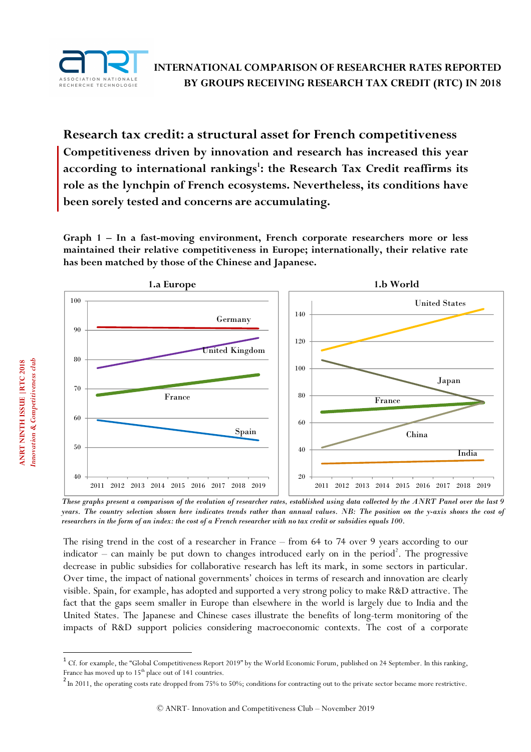**INTERNATIONAL COMPARISON OF RESEARCHER RATES REPORTED BY GROUPS RECEIVING RESEARCH TAX CREDIT (RTC) IN 2018**

# Research tax credit: a structural asset for French competitiveness

**Competitiveness driven by innovation and research has increased this year according to international rankings[1]: the Research Tax Credit reaffirms its role as the lynchpin of French ecosystems. Nevertheless, its conditions have been sorely tested and concerns are accumulating.**

**Graph 1 – In a fast-moving environment, French corporate researchers more or less maintained their relative competitiveness in Europe; internationally, their relative rate has been matched by those of the Chinese and Japanese.**

*These graphs present a comparison of the evolution of researcher rates, established using data collected by the ANRT Panel over the last 9 years. The country selection shown here indicates trends rather than annual values. NB: The position on the y-axis shows the cost of researchers in the form of an index: the cost of a French researcher with no tax credit or subsidies equals 100.*

The rising trend in the cost of a researcher in France – from 64 to 74 over 9 years according to our indicator – can mainly be put down to changes introduced early on in the period[2]. The progressive decrease in public subsidies for collaborative research has left its mark, in some sectors in particular. Over time, the impact of national governments' choices in terms of research and innovation are clearly visible. Spain, for example, has adopted and supported a very strong policy to make R&D attractive. The fact that the gaps seem smaller in Europe than elsewhere in the world is largely due to India and the United States. The Japanese and Chinese cases illustrate the benefits of long-term monitoring of the impacts of R&D support policies considering macroeconomic contexts. The cost of a corporate

---

[1] Cf. for example, the "Global Competitiveness Report 2019" by the World Economic Forum, published on 24 September. In this ranking, France has moved up to 15th place out of 141 countries.

[2] In 2011, the operating costs rate dropped from 75% to 50%; conditions for contracting out to the private sector became more restrictive.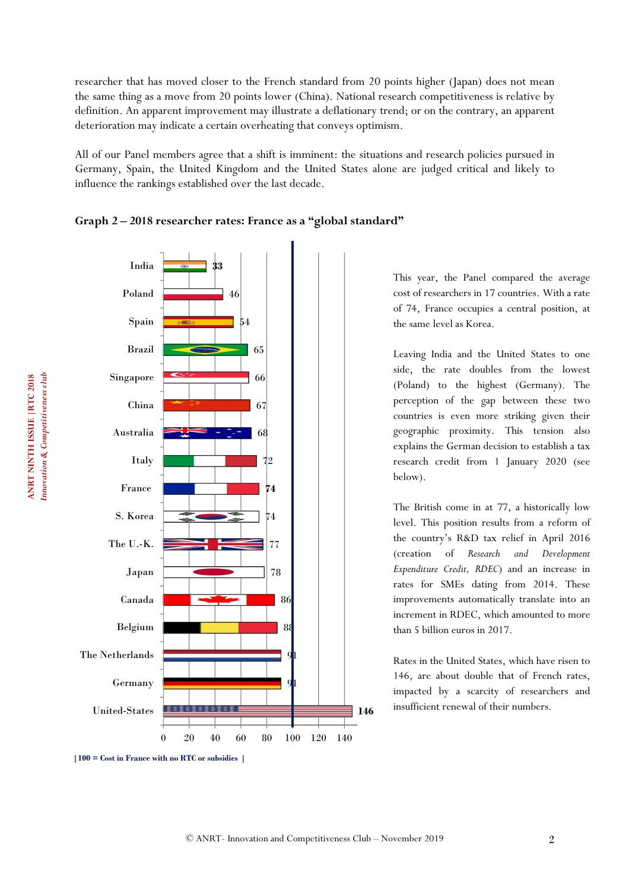researcher that has moved closer to the French standard from 20 points higher (Japan) does not mean the same thing as a move from 20 points lower (China). National research competitiveness is relative by definition. An apparent improvement may illustrate a deflationary trend; or on the contrary, an apparent deterioration may indicate a certain overheating that conveys optimism.

All of our Panel members agree that a shift is imminent: the situations and research policies pursued in Germany, Spain, the United Kingdom and the United States alone are judged critical and likely to influence the rankings established over the last decade.

**Graph 2 – 2018 researcher rates: France as a "global standard"**

| Country | Rate |
|---|---|
| India | 33 |
| Poland | 46 |
| Spain | 54 |
| Brazil | 65 |
| Singapore | 66 |
| China | 67 |
| Australia | 68 |
| Italy | 72 |
| France | 74 |
| S. Korea | 74 |
| The U.-K. | 77 |
| Japan | 78 |
| Canada | 86 |
| Belgium | 88 |
| The Netherlands | 91 |
| Germany | 91 |
| United-States | 146 |

**| 100 = Cost in France with no RTC or subsidies |**

This year, the Panel compared the average cost of researchers in 17 countries. With a rate of 74, France occupies a central position, at the same level as Korea.

Leaving India and the United States to one side, the rate doubles from the lowest (Poland) to the highest (Germany). The perception of the gap between these two countries is even more striking given their geographic proximity. This tension also explains the German decision to establish a tax research credit from 1 January 2020 (see below).

The British come in at 77, a historically low level. This position results from a reform of the country's R&D tax relief in April 2016 (creation of *Research and Development Expenditure Credit, RDEC*) and an increase in rates for SMEs dating from 2014. These improvements automatically translate into an increment in RDEC, which amounted to more than 5 billion euros in 2017.

Rates in the United States, which have risen to 146, are about double that of French rates, impacted by a scarcity of researchers and insufficient renewal of their numbers.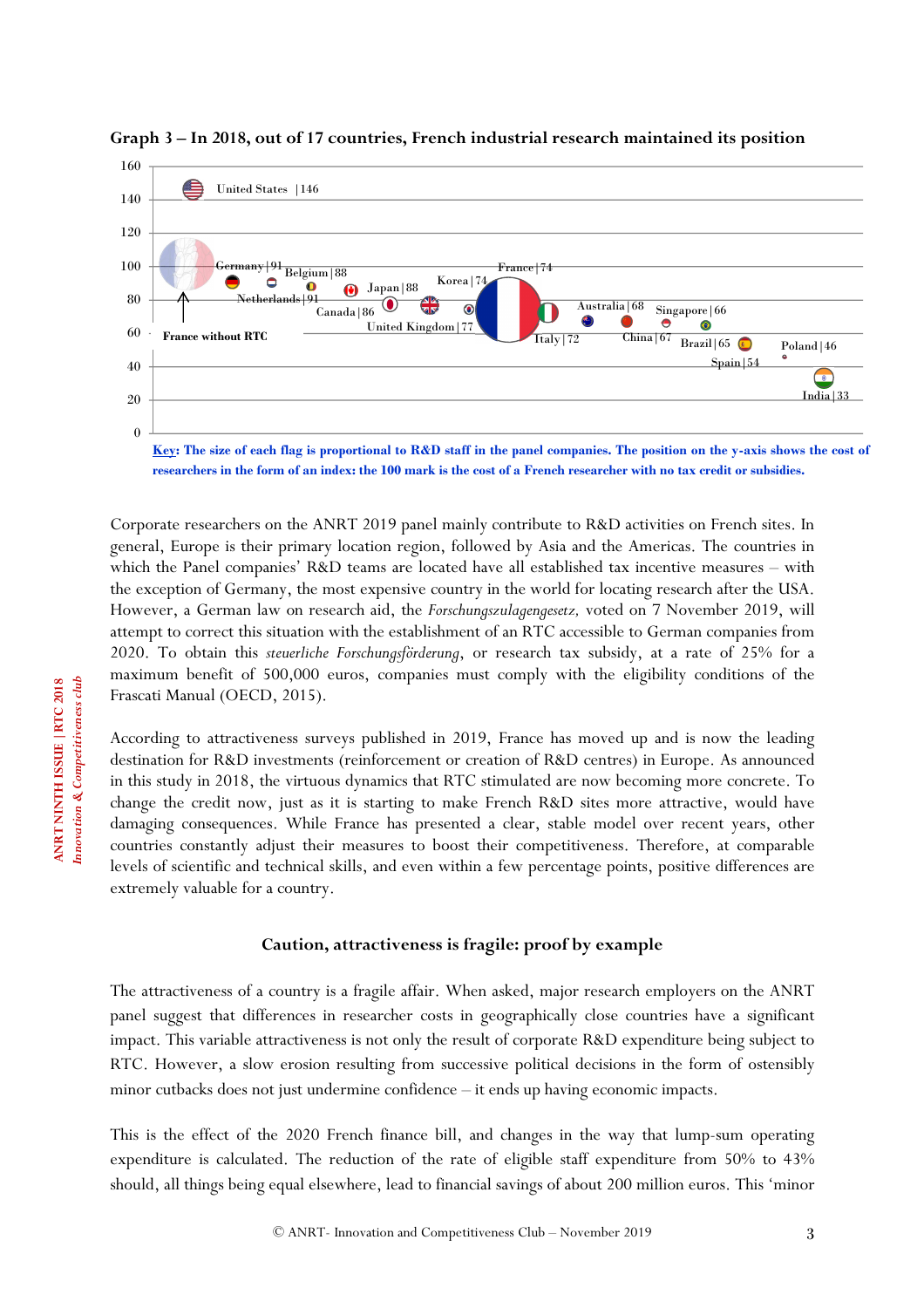**Graph 3 – In 2018, out of 17 countries, French industrial research maintained its position**

United States | 146
Germany | 91
Netherlands | 91
Belgium | 88
Japan | 88
Canada | 86
United Kingdom | 77
Korea | 74
France | 74
Italy | 72
Australia | 68
China | 67
Singapore | 66
Brazil | 65
Spain | 54
Poland | 46
India | 33
France without RTC

**Key: The size of each flag is proportional to R&D staff in the panel companies. The position on the y-axis shows the cost of researchers in the form of an index: the 100 mark is the cost of a French researcher with no tax credit or subsidies.**

Corporate researchers on the ANRT 2019 panel mainly contribute to R&D activities on French sites. In general, Europe is their primary location region, followed by Asia and the Americas. The countries in which the Panel companies' R&D teams are located have all established tax incentive measures – with the exception of Germany, the most expensive country in the world for locating research after the USA. However, a German law on research aid, the *Forschungszulagengesetz,* voted on 7 November 2019, will attempt to correct this situation with the establishment of an RTC accessible to German companies from 2020. To obtain this *steuerliche Forschungsförderung*, or research tax subsidy, at a rate of 25% for a maximum benefit of 500,000 euros, companies must comply with the eligibility conditions of the Frascati Manual (OECD, 2015).

According to attractiveness surveys published in 2019, France has moved up and is now the leading destination for R&D investments (reinforcement or creation of R&D centres) in Europe. As announced in this study in 2018, the virtuous dynamics that RTC stimulated are now becoming more concrete. To change the credit now, just as it is starting to make French R&D sites more attractive, would have damaging consequences. While France has presented a clear, stable model over recent years, other countries constantly adjust their measures to boost their competitiveness. Therefore, at comparable levels of scientific and technical skills, and even within a few percentage points, positive differences are extremely valuable for a country.

### Caution, attractiveness is fragile: proof by example

The attractiveness of a country is a fragile affair. When asked, major research employers on the ANRT panel suggest that differences in researcher costs in geographically close countries have a significant impact. This variable attractiveness is not only the result of corporate R&D expenditure being subject to RTC. However, a slow erosion resulting from successive political decisions in the form of ostensibly minor cutbacks does not just undermine confidence – it ends up having economic impacts.

This is the effect of the 2020 French finance bill, and changes in the way that lump-sum operating expenditure is calculated. The reduction of the rate of eligible staff expenditure from 50% to 43% should, all things being equal elsewhere, lead to financial savings of about 200 million euros. This 'minor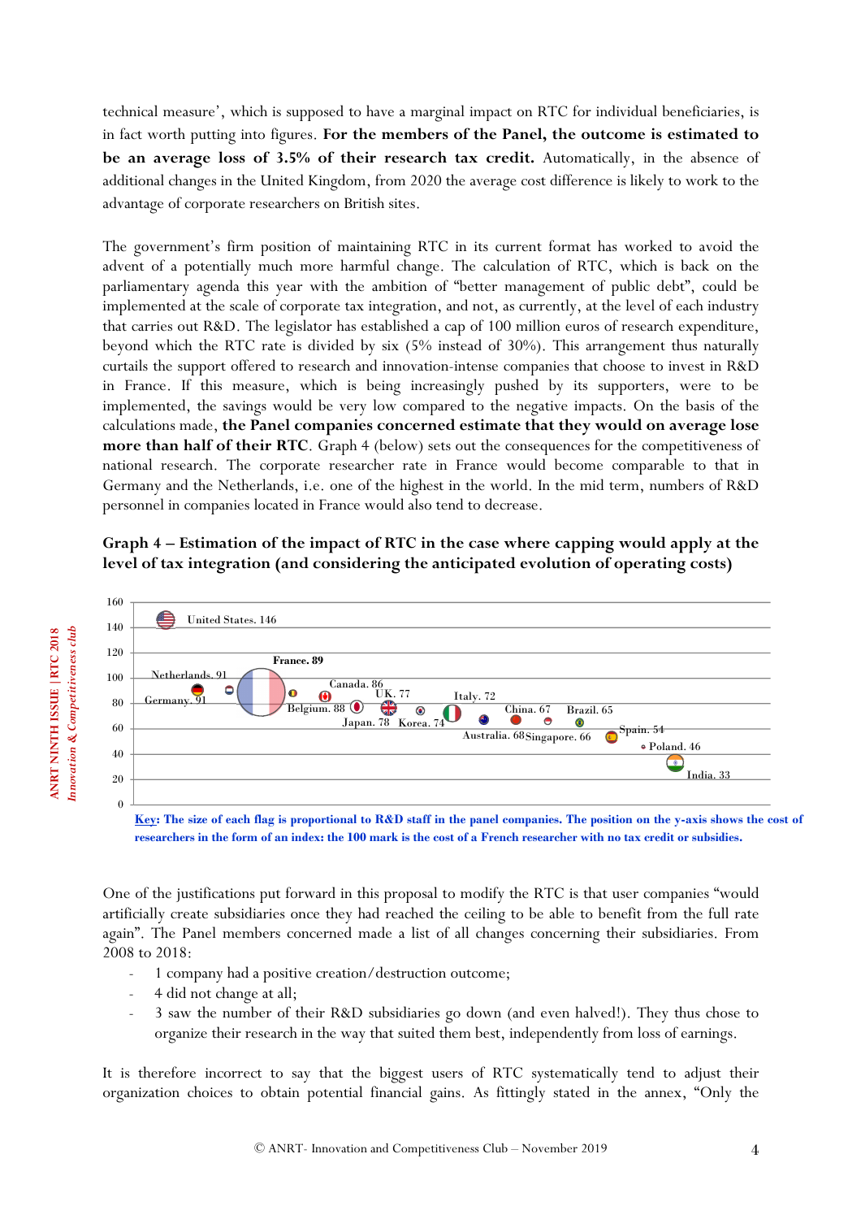technical measure', which is supposed to have a marginal impact on RTC for individual beneficiaries, is in fact worth putting into figures. **For the members of the Panel, the outcome is estimated to be an average loss of 3.5% of their research tax credit.** Automatically, in the absence of additional changes in the United Kingdom, from 2020 the average cost difference is likely to work to the advantage of corporate researchers on British sites.

The government's firm position of maintaining RTC in its current format has worked to avoid the advent of a potentially much more harmful change. The calculation of RTC, which is back on the parliamentary agenda this year with the ambition of "better management of public debt", could be implemented at the scale of corporate tax integration, and not, as currently, at the level of each industry that carries out R&D. The legislator has established a cap of 100 million euros of research expenditure, beyond which the RTC rate is divided by six (5% instead of 30%). This arrangement thus naturally curtails the support offered to research and innovation-intense companies that choose to invest in R&D in France. If this measure, which is being increasingly pushed by its supporters, were to be implemented, the savings would be very low compared to the negative impacts. On the basis of the calculations made, **the Panel companies concerned estimate that they would on average lose more than half of their RTC**. Graph 4 (below) sets out the consequences for the competitiveness of national research. The corporate researcher rate in France would become comparable to that in Germany and the Netherlands, i.e. one of the highest in the world. In the mid term, numbers of R&D personnel in companies located in France would also tend to decrease.

**Graph 4 – Estimation of the impact of RTC in the case where capping would apply at the level of tax integration (and considering the anticipated evolution of operating costs)**

| Country | Index |
|---|---|
| United States | 146 |
| Netherlands | 91 |
| Germany | 91 |
| France | 89 |
| Belgium | 88 |
| Canada | 86 |
| Japan | 78 |
| UK | 77 |
| Korea | 74 |
| Italy | 72 |
| Australia | 68 |
| China | 67 |
| Singapore | 66 |
| Brazil | 65 |
| Spain | 54 |
| Poland | 46 |
| India | 33 |

**Key: The size of each flag is proportional to R&D staff in the panel companies. The position on the y-axis shows the cost of researchers in the form of an index: the 100 mark is the cost of a French researcher with no tax credit or subsidies.**

One of the justifications put forward in this proposal to modify the RTC is that user companies "would artificially create subsidiaries once they had reached the ceiling to be able to benefit from the full rate again". The Panel members concerned made a list of all changes concerning their subsidiaries. From 2008 to 2018:

- 1 company had a positive creation/destruction outcome;
- 4 did not change at all;
- 3 saw the number of their R&D subsidiaries go down (and even halved!). They thus chose to organize their research in the way that suited them best, independently from loss of earnings.

It is therefore incorrect to say that the biggest users of RTC systematically tend to adjust their organization choices to obtain potential financial gains. As fittingly stated in the annex, "Only the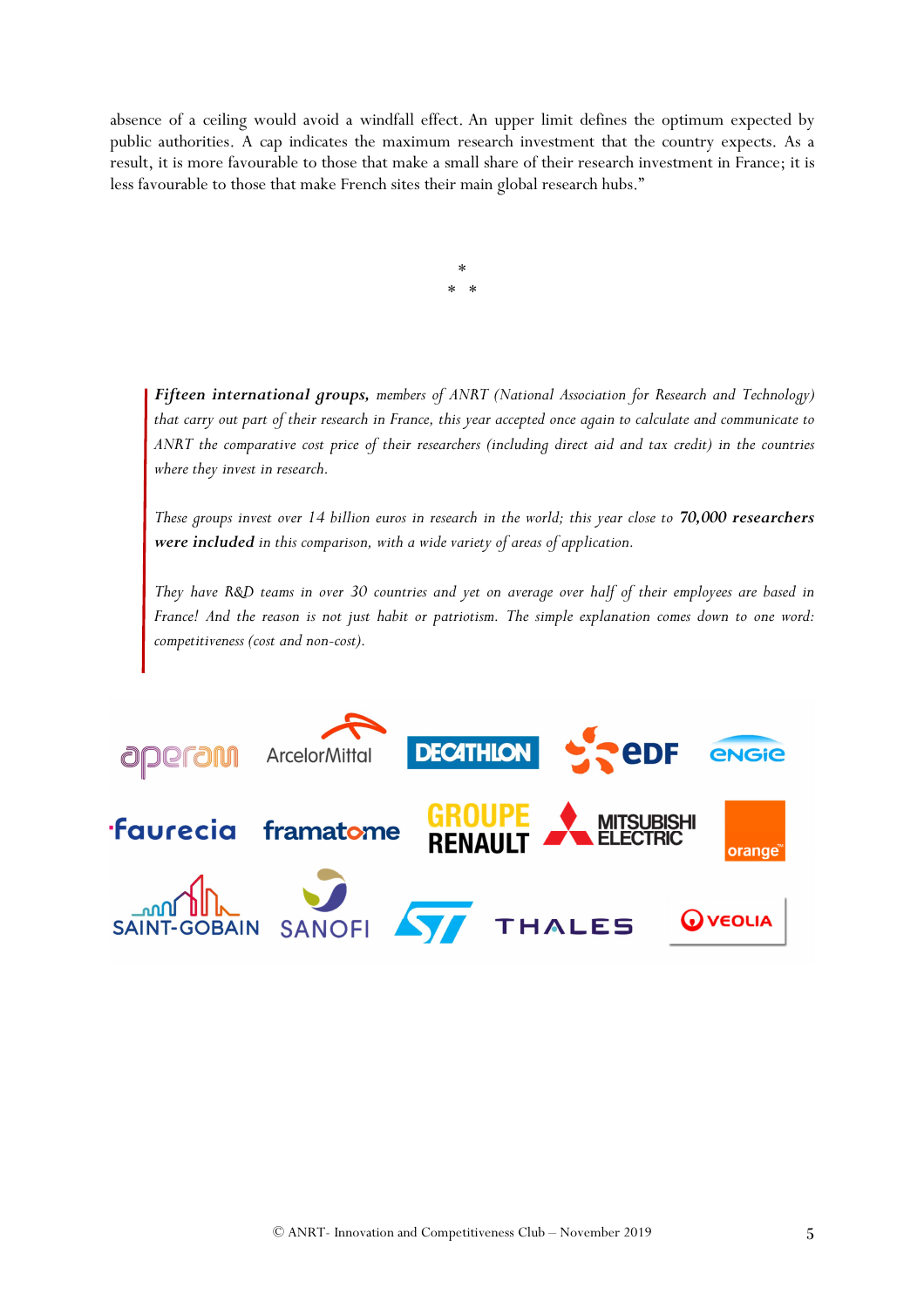absence of a ceiling would avoid a windfall effect. An upper limit defines the optimum expected by public authorities. A cap indicates the maximum research investment that the country expects. As a result, it is more favourable to those that make a small share of their research investment in France; it is less favourable to those that make French sites their main global research hubs."

\*
\* \*

> ***Fifteen international groups,*** *members of ANRT (National Association for Research and Technology) that carry out part of their research in France, this year accepted once again to calculate and communicate to ANRT the comparative cost price of their researchers (including direct aid and tax credit) in the countries where they invest in research.*
>
> *These groups invest over 14 billion euros in research in the world; this year close to* ***70,000 researchers were included*** *in this comparison, with a wide variety of areas of application.*
>
> *They have R&D teams in over 30 countries and yet on average over half of their employees are based in France! And the reason is not just habit or patriotism. The simple explanation comes down to one word: competitiveness (cost and non-cost).*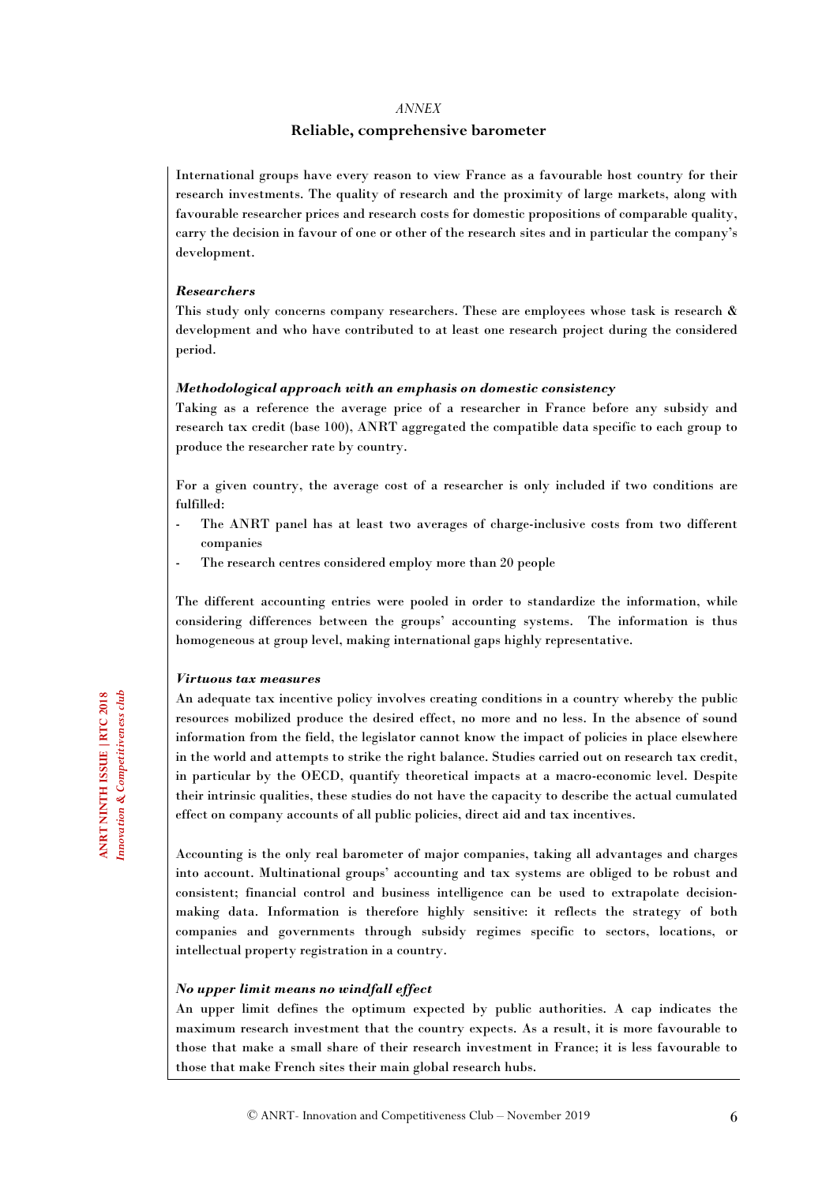*ANNEX*

## Reliable, comprehensive barometer

International groups have every reason to view France as a favourable host country for their research investments. The quality of research and the proximity of large markets, along with favourable researcher prices and research costs for domestic propositions of comparable quality, carry the decision in favour of one or other of the research sites and in particular the company's development.

***Researchers***

This study only concerns company researchers. These are employees whose task is research & development and who have contributed to at least one research project during the considered period.

***Methodological approach with an emphasis on domestic consistency***

Taking as a reference the average price of a researcher in France before any subsidy and research tax credit (base 100), ANRT aggregated the compatible data specific to each group to produce the researcher rate by country.

For a given country, the average cost of a researcher is only included if two conditions are fulfilled:

- The ANRT panel has at least two averages of charge-inclusive costs from two different companies
- The research centres considered employ more than 20 people

The different accounting entries were pooled in order to standardize the information, while considering differences between the groups' accounting systems. The information is thus homogeneous at group level, making international gaps highly representative.

***Virtuous tax measures***

An adequate tax incentive policy involves creating conditions in a country whereby the public resources mobilized produce the desired effect, no more and no less. In the absence of sound information from the field, the legislator cannot know the impact of policies in place elsewhere in the world and attempts to strike the right balance. Studies carried out on research tax credit, in particular by the OECD, quantify theoretical impacts at a macro-economic level. Despite their intrinsic qualities, these studies do not have the capacity to describe the actual cumulated effect on company accounts of all public policies, direct aid and tax incentives.

Accounting is the only real barometer of major companies, taking all advantages and charges into account. Multinational groups' accounting and tax systems are obliged to be robust and consistent; financial control and business intelligence can be used to extrapolate decision-making data. Information is therefore highly sensitive: it reflects the strategy of both companies and governments through subsidy regimes specific to sectors, locations, or intellectual property registration in a country.

***No upper limit means no windfall effect***

An upper limit defines the optimum expected by public authorities. A cap indicates the maximum research investment that the country expects. As a result, it is more favourable to those that make a small share of their research investment in France; it is less favourable to those that make French sites their main global research hubs.